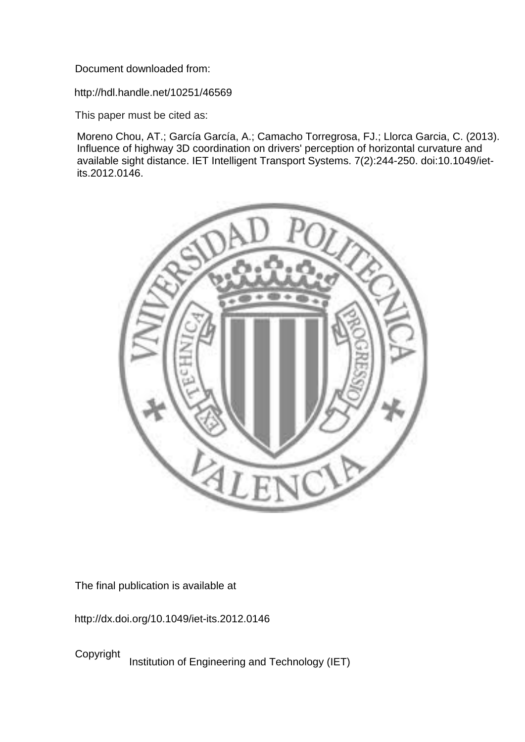Document downloaded from:

http://hdl.handle.net/10251/46569

This paper must be cited as:

Moreno Chou, AT.; García García, A.; Camacho Torregrosa, FJ.; Llorca Garcia, C. (2013). Influence of highway 3D coordination on drivers' perception of horizontal curvature and available sight distance. IET Intelligent Transport Systems. 7(2):244-250. doi:10.1049/iet-its.2012.0146.

The final publication is available at

http://dx.doi.org/10.1049/iet-its.2012.0146

Copyright Institution of Engineering and Technology (IET)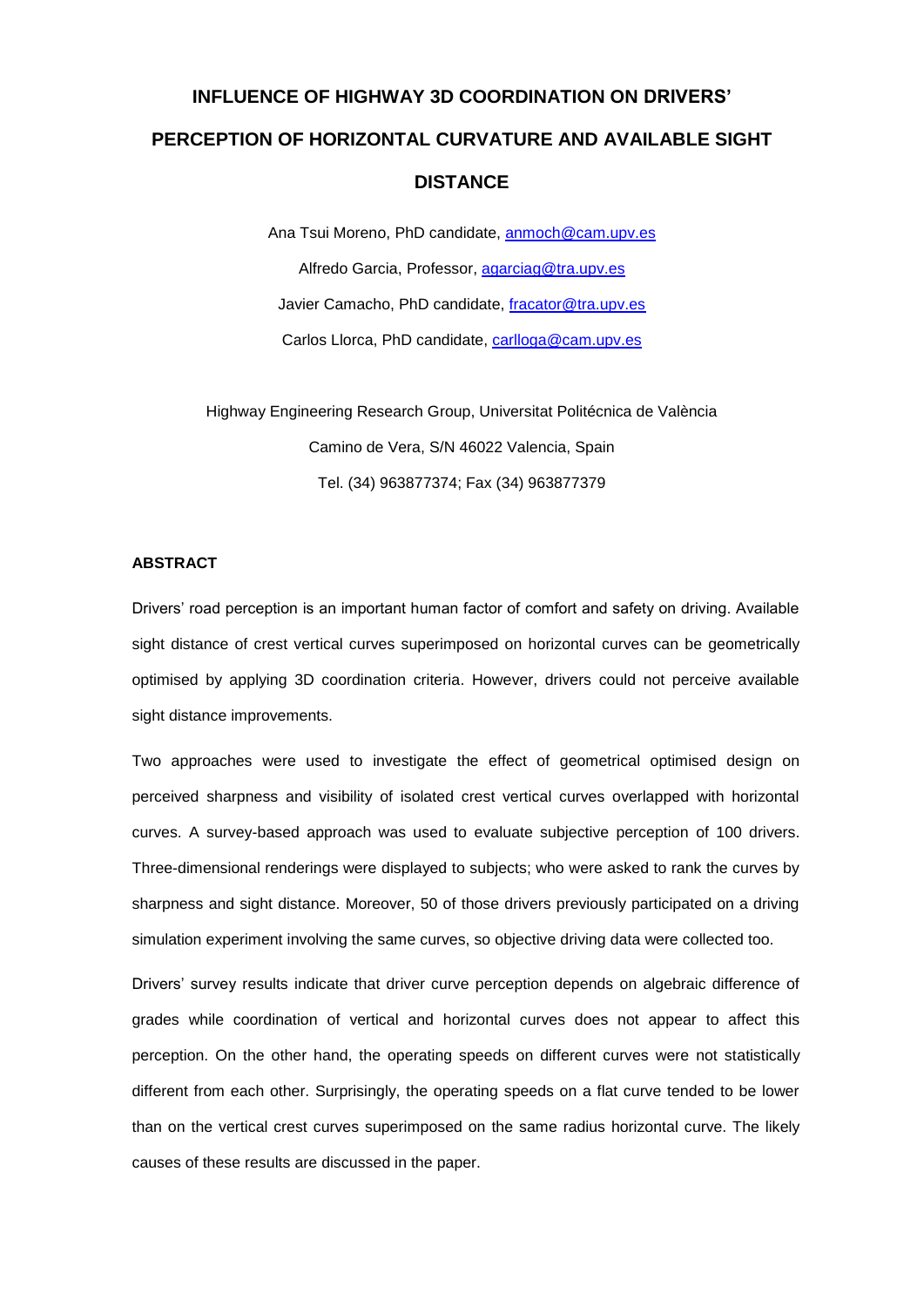# INFLUENCE OF HIGHWAY 3D COORDINATION ON DRIVERS' PERCEPTION OF HORIZONTAL CURVATURE AND AVAILABLE SIGHT DISTANCE

Ana Tsui Moreno, PhD candidate, anmoch@cam.upv.es

Alfredo Garcia, Professor, agarciag@tra.upv.es

Javier Camacho, PhD candidate, fracator@tra.upv.es

Carlos Llorca, PhD candidate, carlloga@cam.upv.es

Highway Engineering Research Group, Universitat Politécnica de València

Camino de Vera, S/N 46022 Valencia, Spain

Tel. (34) 963877374; Fax (34) 963877379

## ABSTRACT

Drivers' road perception is an important human factor of comfort and safety on driving. Available sight distance of crest vertical curves superimposed on horizontal curves can be geometrically optimised by applying 3D coordination criteria. However, drivers could not perceive available sight distance improvements.

Two approaches were used to investigate the effect of geometrical optimised design on perceived sharpness and visibility of isolated crest vertical curves overlapped with horizontal curves. A survey-based approach was used to evaluate subjective perception of 100 drivers. Three-dimensional renderings were displayed to subjects; who were asked to rank the curves by sharpness and sight distance. Moreover, 50 of those drivers previously participated on a driving simulation experiment involving the same curves, so objective driving data were collected too.

Drivers' survey results indicate that driver curve perception depends on algebraic difference of grades while coordination of vertical and horizontal curves does not appear to affect this perception. On the other hand, the operating speeds on different curves were not statistically different from each other. Surprisingly, the operating speeds on a flat curve tended to be lower than on the vertical crest curves superimposed on the same radius horizontal curve. The likely causes of these results are discussed in the paper.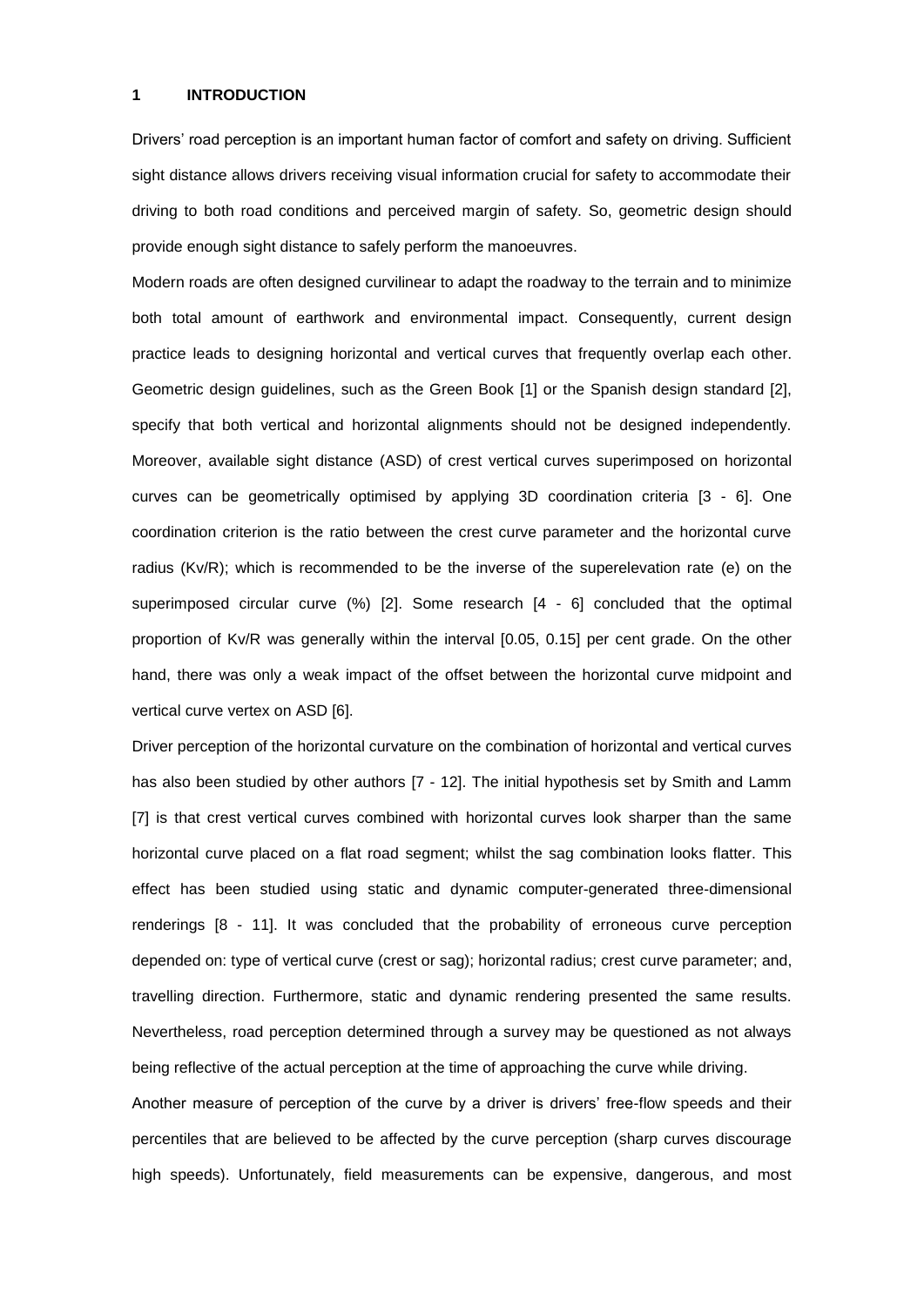# 1 INTRODUCTION

Drivers' road perception is an important human factor of comfort and safety on driving. Sufficient sight distance allows drivers receiving visual information crucial for safety to accommodate their driving to both road conditions and perceived margin of safety. So, geometric design should provide enough sight distance to safely perform the manoeuvres.

Modern roads are often designed curvilinear to adapt the roadway to the terrain and to minimize both total amount of earthwork and environmental impact. Consequently, current design practice leads to designing horizontal and vertical curves that frequently overlap each other. Geometric design guidelines, such as the Green Book [1] or the Spanish design standard [2], specify that both vertical and horizontal alignments should not be designed independently. Moreover, available sight distance (ASD) of crest vertical curves superimposed on horizontal curves can be geometrically optimised by applying 3D coordination criteria [3 - 6]. One coordination criterion is the ratio between the crest curve parameter and the horizontal curve radius (Kv/R); which is recommended to be the inverse of the superelevation rate (e) on the superimposed circular curve (%) [2]. Some research [4 - 6] concluded that the optimal proportion of Kv/R was generally within the interval [0.05, 0.15] per cent grade. On the other hand, there was only a weak impact of the offset between the horizontal curve midpoint and vertical curve vertex on ASD [6].

Driver perception of the horizontal curvature on the combination of horizontal and vertical curves has also been studied by other authors [7 - 12]. The initial hypothesis set by Smith and Lamm [7] is that crest vertical curves combined with horizontal curves look sharper than the same horizontal curve placed on a flat road segment; whilst the sag combination looks flatter. This effect has been studied using static and dynamic computer-generated three-dimensional renderings [8 - 11]. It was concluded that the probability of erroneous curve perception depended on: type of vertical curve (crest or sag); horizontal radius; crest curve parameter; and, travelling direction. Furthermore, static and dynamic rendering presented the same results. Nevertheless, road perception determined through a survey may be questioned as not always being reflective of the actual perception at the time of approaching the curve while driving.

Another measure of perception of the curve by a driver is drivers' free-flow speeds and their percentiles that are believed to be affected by the curve perception (sharp curves discourage high speeds). Unfortunately, field measurements can be expensive, dangerous, and most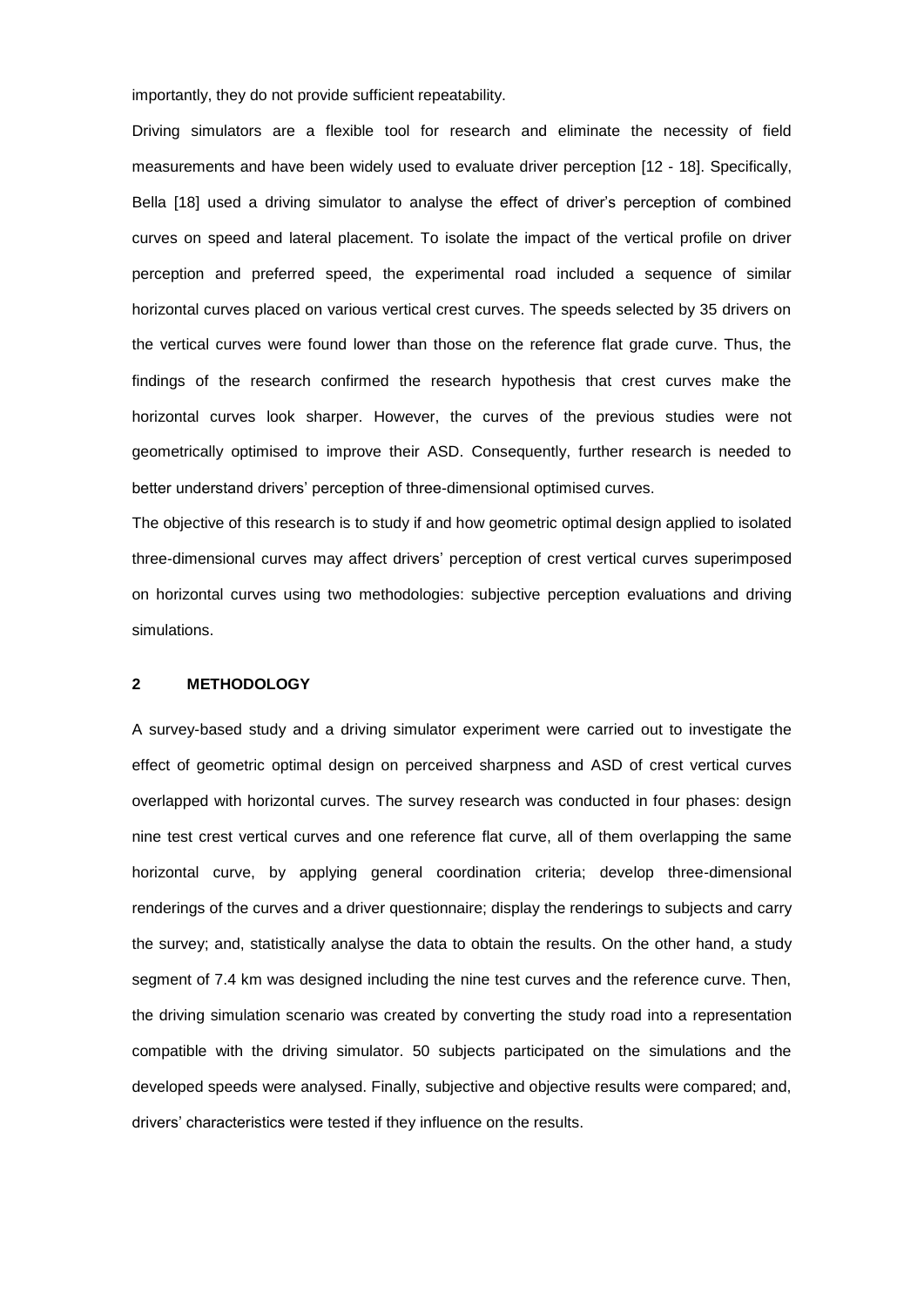importantly, they do not provide sufficient repeatability.

Driving simulators are a flexible tool for research and eliminate the necessity of field measurements and have been widely used to evaluate driver perception [12 - 18]. Specifically, Bella [18] used a driving simulator to analyse the effect of driver's perception of combined curves on speed and lateral placement. To isolate the impact of the vertical profile on driver perception and preferred speed, the experimental road included a sequence of similar horizontal curves placed on various vertical crest curves. The speeds selected by 35 drivers on the vertical curves were found lower than those on the reference flat grade curve. Thus, the findings of the research confirmed the research hypothesis that crest curves make the horizontal curves look sharper. However, the curves of the previous studies were not geometrically optimised to improve their ASD. Consequently, further research is needed to better understand drivers' perception of three-dimensional optimised curves.

The objective of this research is to study if and how geometric optimal design applied to isolated three-dimensional curves may affect drivers' perception of crest vertical curves superimposed on horizontal curves using two methodologies: subjective perception evaluations and driving simulations.

## 2 METHODOLOGY

A survey-based study and a driving simulator experiment were carried out to investigate the effect of geometric optimal design on perceived sharpness and ASD of crest vertical curves overlapped with horizontal curves. The survey research was conducted in four phases: design nine test crest vertical curves and one reference flat curve, all of them overlapping the same horizontal curve, by applying general coordination criteria; develop three-dimensional renderings of the curves and a driver questionnaire; display the renderings to subjects and carry the survey; and, statistically analyse the data to obtain the results. On the other hand, a study segment of 7.4 km was designed including the nine test curves and the reference curve. Then, the driving simulation scenario was created by converting the study road into a representation compatible with the driving simulator. 50 subjects participated on the simulations and the developed speeds were analysed. Finally, subjective and objective results were compared; and, drivers' characteristics were tested if they influence on the results.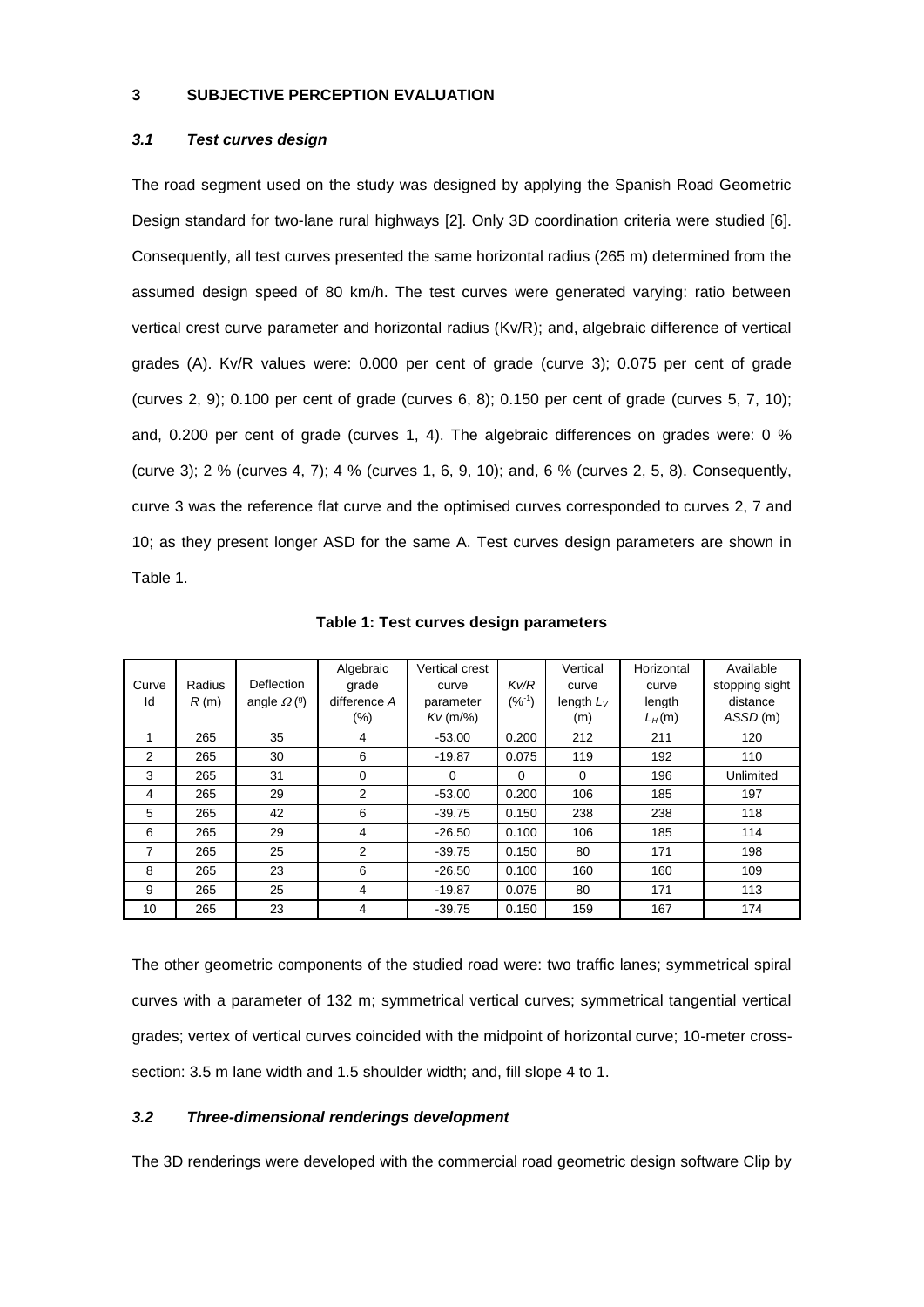## 3 SUBJECTIVE PERCEPTION EVALUATION

### *3.1 Test curves design*

The road segment used on the study was designed by applying the Spanish Road Geometric Design standard for two-lane rural highways [2]. Only 3D coordination criteria were studied [6]. Consequently, all test curves presented the same horizontal radius (265 m) determined from the assumed design speed of 80 km/h. The test curves were generated varying: ratio between vertical crest curve parameter and horizontal radius (Kv/R); and, algebraic difference of vertical grades (A). Kv/R values were: 0.000 per cent of grade (curve 3); 0.075 per cent of grade (curves 2, 9); 0.100 per cent of grade (curves 6, 8); 0.150 per cent of grade (curves 5, 7, 10); and, 0.200 per cent of grade (curves 1, 4). The algebraic differences on grades were: 0 % (curve 3); 2 % (curves 4, 7); 4 % (curves 1, 6, 9, 10); and, 6 % (curves 2, 5, 8). Consequently, curve 3 was the reference flat curve and the optimised curves corresponded to curves 2, 7 and 10; as they present longer ASD for the same A. Test curves design parameters are shown in Table 1.

**Table 1: Test curves design parameters**

| Curve Id | Radius *R* (m) | Deflection angle $\Omega$ (º) | Algebraic grade difference *A* (%) | Vertical crest curve parameter *Kv* (m/%) | *Kv/R* (%$^{-1}$) | Vertical curve length $L_V$ (m) | Horizontal curve length $L_H$ (m) | Available stopping sight distance *ASSD* (m) |
|---|---|---|---|---|---|---|---|---|
| 1 | 265 | 35 | 4 | -53.00 | 0.200 | 212 | 211 | 120 |
| 2 | 265 | 30 | 6 | -19.87 | 0.075 | 119 | 192 | 110 |
| 3 | 265 | 31 | 0 | 0 | 0 | 0 | 196 | Unlimited |
| 4 | 265 | 29 | 2 | -53.00 | 0.200 | 106 | 185 | 197 |
| 5 | 265 | 42 | 6 | -39.75 | 0.150 | 238 | 238 | 118 |
| 6 | 265 | 29 | 4 | -26.50 | 0.100 | 106 | 185 | 114 |
| 7 | 265 | 25 | 2 | -39.75 | 0.150 | 80 | 171 | 198 |
| 8 | 265 | 23 | 6 | -26.50 | 0.100 | 160 | 160 | 109 |
| 9 | 265 | 25 | 4 | -19.87 | 0.075 | 80 | 171 | 113 |
| 10 | 265 | 23 | 4 | -39.75 | 0.150 | 159 | 167 | 174 |

The other geometric components of the studied road were: two traffic lanes; symmetrical spiral curves with a parameter of 132 m; symmetrical vertical curves; symmetrical tangential vertical grades; vertex of vertical curves coincided with the midpoint of horizontal curve; 10-meter cross-section: 3.5 m lane width and 1.5 shoulder width; and, fill slope 4 to 1.

### *3.2 Three-dimensional renderings development*

The 3D renderings were developed with the commercial road geometric design software Clip by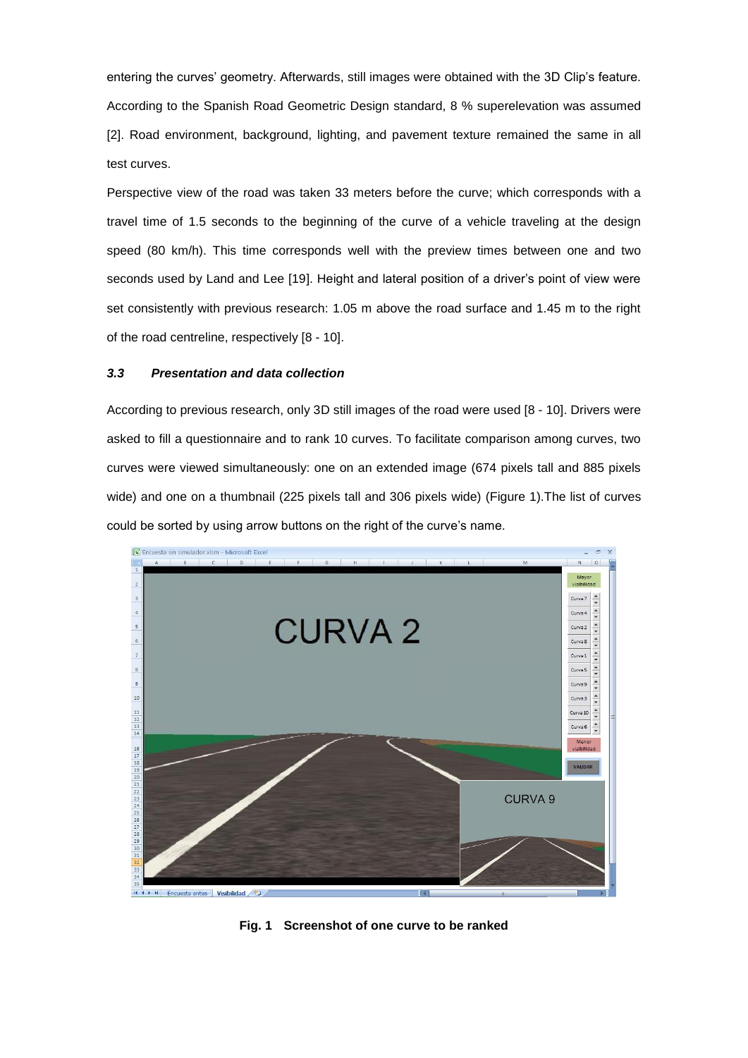entering the curves' geometry. Afterwards, still images were obtained with the 3D Clip's feature. According to the Spanish Road Geometric Design standard, 8 % superelevation was assumed [2]. Road environment, background, lighting, and pavement texture remained the same in all test curves.

Perspective view of the road was taken 33 meters before the curve; which corresponds with a travel time of 1.5 seconds to the beginning of the curve of a vehicle traveling at the design speed (80 km/h). This time corresponds well with the preview times between one and two seconds used by Land and Lee [19]. Height and lateral position of a driver's point of view were set consistently with previous research: 1.05 m above the road surface and 1.45 m to the right of the road centreline, respectively [8 - 10].

### *3.3 Presentation and data collection*

According to previous research, only 3D still images of the road were used [8 - 10]. Drivers were asked to fill a questionnaire and to rank 10 curves. To facilitate comparison among curves, two curves were viewed simultaneously: one on an extended image (674 pixels tall and 885 pixels wide) and one on a thumbnail (225 pixels tall and 306 pixels wide) (Figure 1).The list of curves could be sorted by using arrow buttons on the right of the curve's name.

**Fig. 1 Screenshot of one curve to be ranked**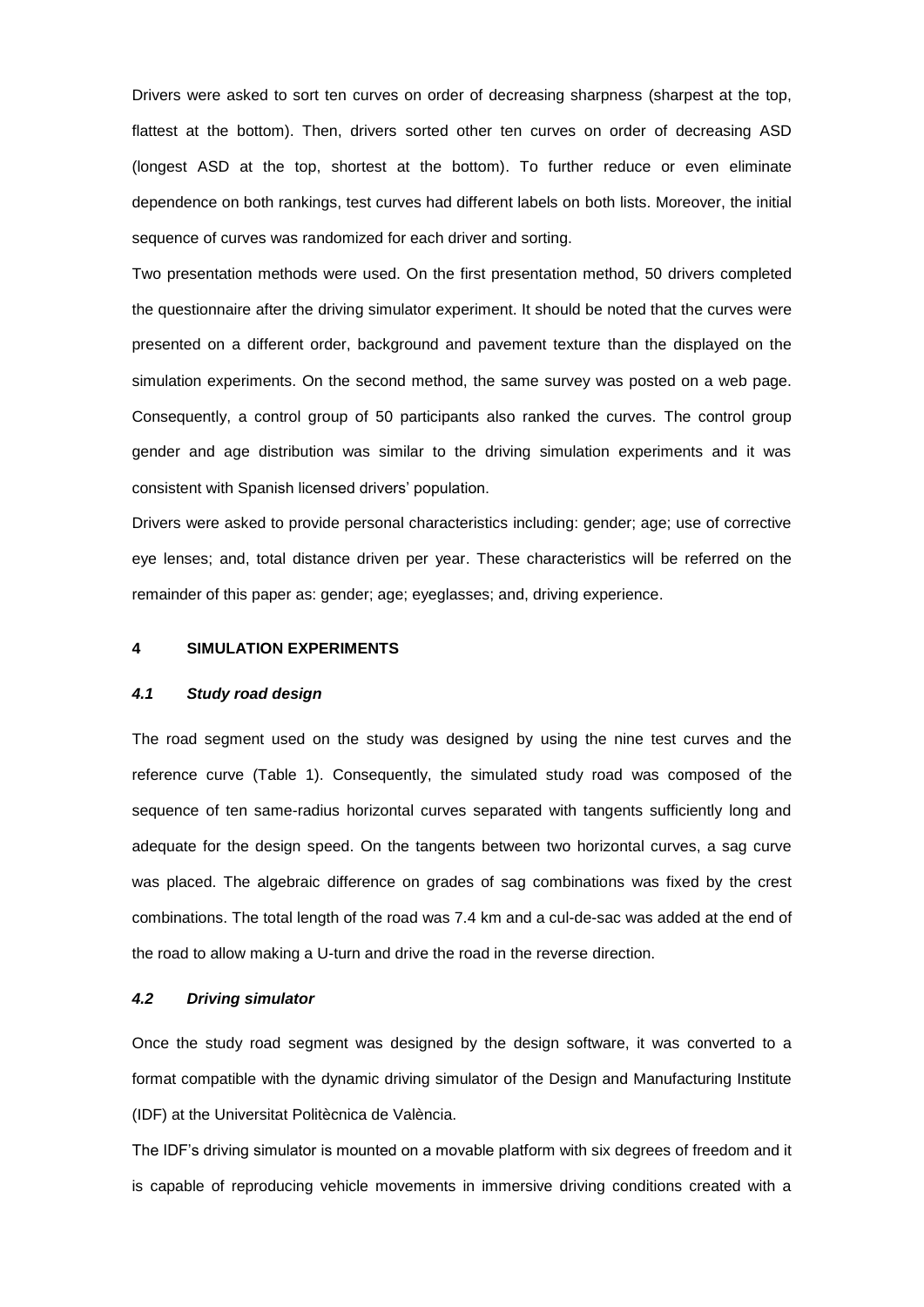Drivers were asked to sort ten curves on order of decreasing sharpness (sharpest at the top, flattest at the bottom). Then, drivers sorted other ten curves on order of decreasing ASD (longest ASD at the top, shortest at the bottom). To further reduce or even eliminate dependence on both rankings, test curves had different labels on both lists. Moreover, the initial sequence of curves was randomized for each driver and sorting.

Two presentation methods were used. On the first presentation method, 50 drivers completed the questionnaire after the driving simulator experiment. It should be noted that the curves were presented on a different order, background and pavement texture than the displayed on the simulation experiments. On the second method, the same survey was posted on a web page. Consequently, a control group of 50 participants also ranked the curves. The control group gender and age distribution was similar to the driving simulation experiments and it was consistent with Spanish licensed drivers' population.

Drivers were asked to provide personal characteristics including: gender; age; use of corrective eye lenses; and, total distance driven per year. These characteristics will be referred on the remainder of this paper as: gender; age; eyeglasses; and, driving experience.

# 4 SIMULATION EXPERIMENTS

## *4.1 Study road design*

The road segment used on the study was designed by using the nine test curves and the reference curve (Table 1). Consequently, the simulated study road was composed of the sequence of ten same-radius horizontal curves separated with tangents sufficiently long and adequate for the design speed. On the tangents between two horizontal curves, a sag curve was placed. The algebraic difference on grades of sag combinations was fixed by the crest combinations. The total length of the road was 7.4 km and a cul-de-sac was added at the end of the road to allow making a U-turn and drive the road in the reverse direction.

## *4.2 Driving simulator*

Once the study road segment was designed by the design software, it was converted to a format compatible with the dynamic driving simulator of the Design and Manufacturing Institute (IDF) at the Universitat Politècnica de València.

The IDF's driving simulator is mounted on a movable platform with six degrees of freedom and it is capable of reproducing vehicle movements in immersive driving conditions created with a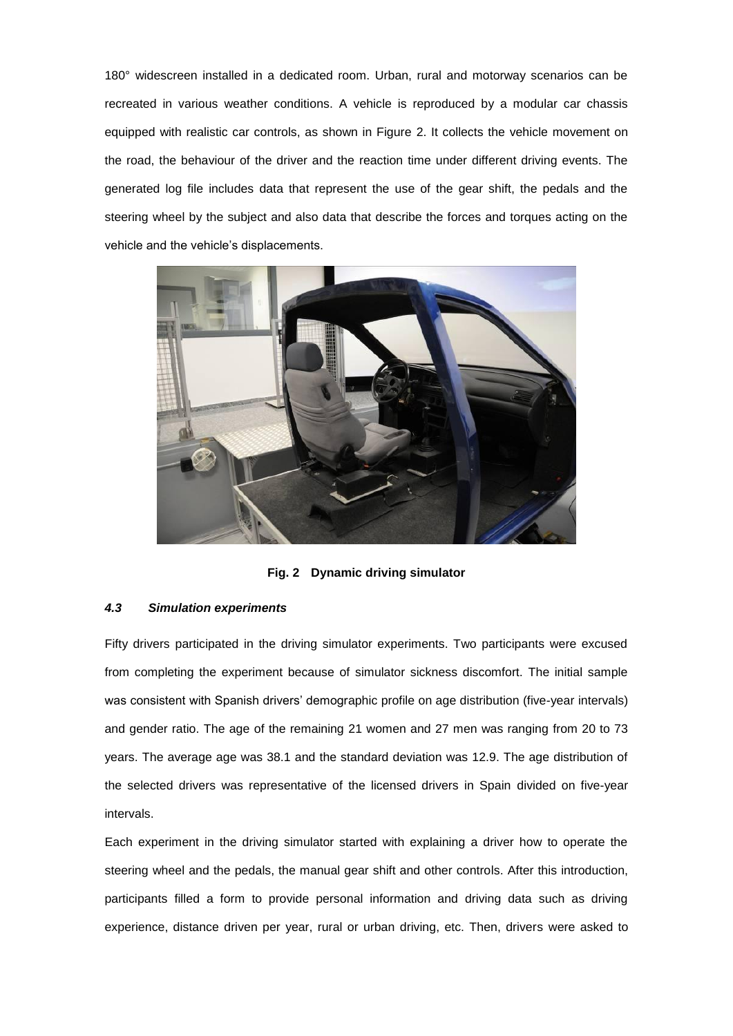180° widescreen installed in a dedicated room. Urban, rural and motorway scenarios can be recreated in various weather conditions. A vehicle is reproduced by a modular car chassis equipped with realistic car controls, as shown in Figure 2. It collects the vehicle movement on the road, the behaviour of the driver and the reaction time under different driving events. The generated log file includes data that represent the use of the gear shift, the pedals and the steering wheel by the subject and also data that describe the forces and torques acting on the vehicle and the vehicle's displacements.

**Fig. 2 Dynamic driving simulator**

### *4.3 Simulation experiments*

Fifty drivers participated in the driving simulator experiments. Two participants were excused from completing the experiment because of simulator sickness discomfort. The initial sample was consistent with Spanish drivers' demographic profile on age distribution (five-year intervals) and gender ratio. The age of the remaining 21 women and 27 men was ranging from 20 to 73 years. The average age was 38.1 and the standard deviation was 12.9. The age distribution of the selected drivers was representative of the licensed drivers in Spain divided on five-year intervals.

Each experiment in the driving simulator started with explaining a driver how to operate the steering wheel and the pedals, the manual gear shift and other controls. After this introduction, participants filled a form to provide personal information and driving data such as driving experience, distance driven per year, rural or urban driving, etc. Then, drivers were asked to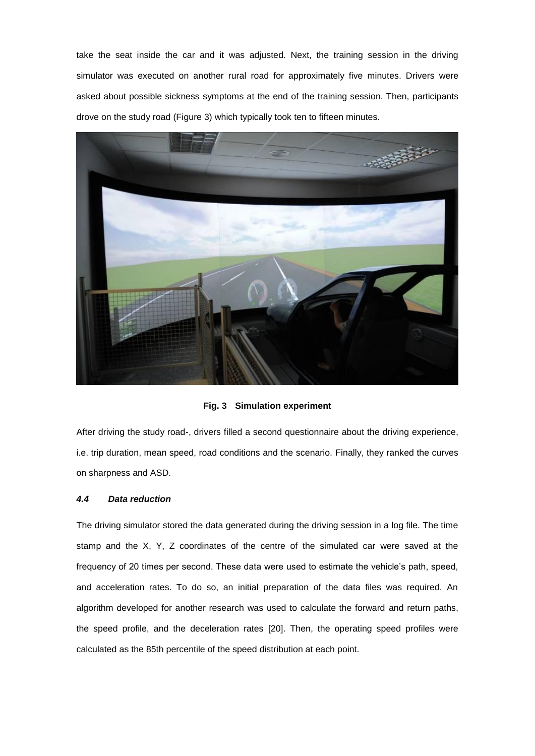take the seat inside the car and it was adjusted. Next, the training session in the driving simulator was executed on another rural road for approximately five minutes. Drivers were asked about possible sickness symptoms at the end of the training session. Then, participants drove on the study road (Figure 3) which typically took ten to fifteen minutes.

**Fig. 3 Simulation experiment**

After driving the study road-, drivers filled a second questionnaire about the driving experience, i.e. trip duration, mean speed, road conditions and the scenario. Finally, they ranked the curves on sharpness and ASD.

### *4.4 Data reduction*

The driving simulator stored the data generated during the driving session in a log file. The time stamp and the X, Y, Z coordinates of the centre of the simulated car were saved at the frequency of 20 times per second. These data were used to estimate the vehicle's path, speed, and acceleration rates. To do so, an initial preparation of the data files was required. An algorithm developed for another research was used to calculate the forward and return paths, the speed profile, and the deceleration rates [20]. Then, the operating speed profiles were calculated as the 85th percentile of the speed distribution at each point.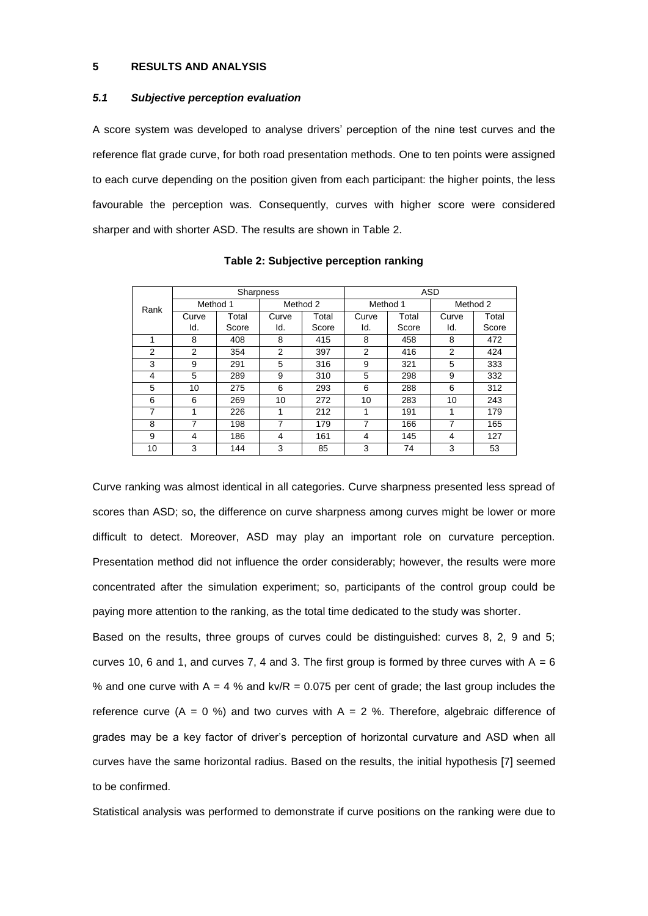## 5 RESULTS AND ANALYSIS

### *5.1 Subjective perception evaluation*

A score system was developed to analyse drivers' perception of the nine test curves and the reference flat grade curve, for both road presentation methods. One to ten points were assigned to each curve depending on the position given from each participant: the higher points, the less favourable the perception was. Consequently, curves with higher score were considered sharper and with shorter ASD. The results are shown in Table 2.

**Table 2: Subjective perception ranking**

| Rank | Sharpness | | | | ASD | | | |
|---|---|---|---|---|---|---|---|---|
| | Method 1 | | Method 2 | | Method 1 | | Method 2 | |
| | Curve Id. | Total Score | Curve Id. | Total Score | Curve Id. | Total Score | Curve Id. | Total Score |
| 1 | 8 | 408 | 8 | 415 | 8 | 458 | 8 | 472 |
| 2 | 2 | 354 | 2 | 397 | 2 | 416 | 2 | 424 |
| 3 | 9 | 291 | 5 | 316 | 9 | 321 | 5 | 333 |
| 4 | 5 | 289 | 9 | 310 | 5 | 298 | 9 | 332 |
| 5 | 10 | 275 | 6 | 293 | 6 | 288 | 6 | 312 |
| 6 | 6 | 269 | 10 | 272 | 10 | 283 | 10 | 243 |
| 7 | 1 | 226 | 1 | 212 | 1 | 191 | 1 | 179 |
| 8 | 7 | 198 | 7 | 179 | 7 | 166 | 7 | 165 |
| 9 | 4 | 186 | 4 | 161 | 4 | 145 | 4 | 127 |
| 10 | 3 | 144 | 3 | 85 | 3 | 74 | 3 | 53 |

Curve ranking was almost identical in all categories. Curve sharpness presented less spread of scores than ASD; so, the difference on curve sharpness among curves might be lower or more difficult to detect. Moreover, ASD may play an important role on curvature perception. Presentation method did not influence the order considerably; however, the results were more concentrated after the simulation experiment; so, participants of the control group could be paying more attention to the ranking, as the total time dedicated to the study was shorter.

Based on the results, three groups of curves could be distinguished: curves 8, 2, 9 and 5; curves 10, 6 and 1, and curves 7, 4 and 3. The first group is formed by three curves with $A = 6$ % and one curve with $A = 4$ % and $kv/R = 0.075$ per cent of grade; the last group includes the reference curve ($A = 0$ %) and two curves with $A = 2$ %. Therefore, algebraic difference of grades may be a key factor of driver's perception of horizontal curvature and ASD when all curves have the same horizontal radius. Based on the results, the initial hypothesis [7] seemed to be confirmed.

Statistical analysis was performed to demonstrate if curve positions on the ranking were due to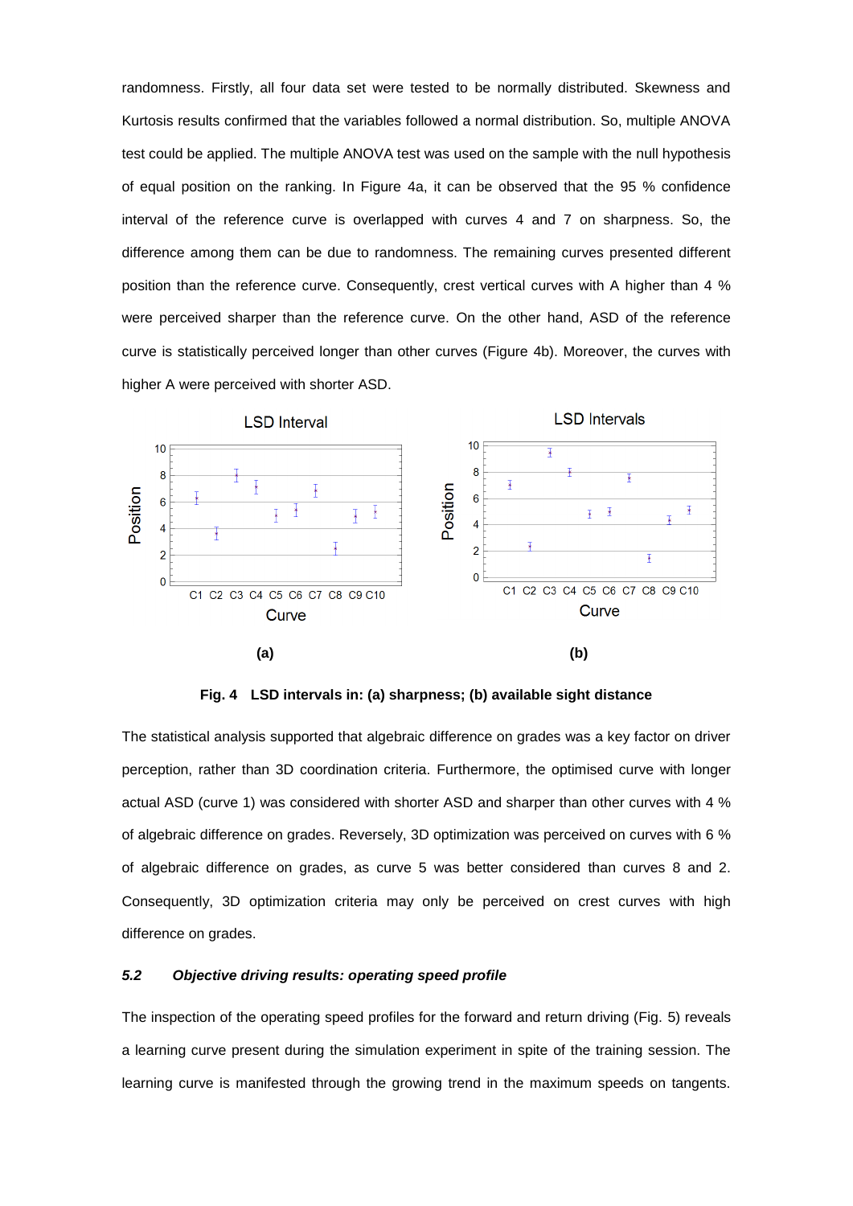randomness. Firstly, all four data set were tested to be normally distributed. Skewness and Kurtosis results confirmed that the variables followed a normal distribution. So, multiple ANOVA test could be applied. The multiple ANOVA test was used on the sample with the null hypothesis of equal position on the ranking. In Figure 4a, it can be observed that the 95 % confidence interval of the reference curve is overlapped with curves 4 and 7 on sharpness. So, the difference among them can be due to randomness. The remaining curves presented different position than the reference curve. Consequently, crest vertical curves with A higher than 4 % were perceived sharper than the reference curve. On the other hand, ASD of the reference curve is statistically perceived longer than other curves (Figure 4b). Moreover, the curves with higher A were perceived with shorter ASD.

**Fig. 4 LSD intervals in: (a) sharpness; (b) available sight distance**

The statistical analysis supported that algebraic difference on grades was a key factor on driver perception, rather than 3D coordination criteria. Furthermore, the optimised curve with longer actual ASD (curve 1) was considered with shorter ASD and sharper than other curves with 4 % of algebraic difference on grades. Reversely, 3D optimization was perceived on curves with 6 % of algebraic difference on grades, as curve 5 was better considered than curves 8 and 2. Consequently, 3D optimization criteria may only be perceived on crest curves with high difference on grades.

### *5.2 Objective driving results: operating speed profile*

The inspection of the operating speed profiles for the forward and return driving (Fig. 5) reveals a learning curve present during the simulation experiment in spite of the training session. The learning curve is manifested through the growing trend in the maximum speeds on tangents.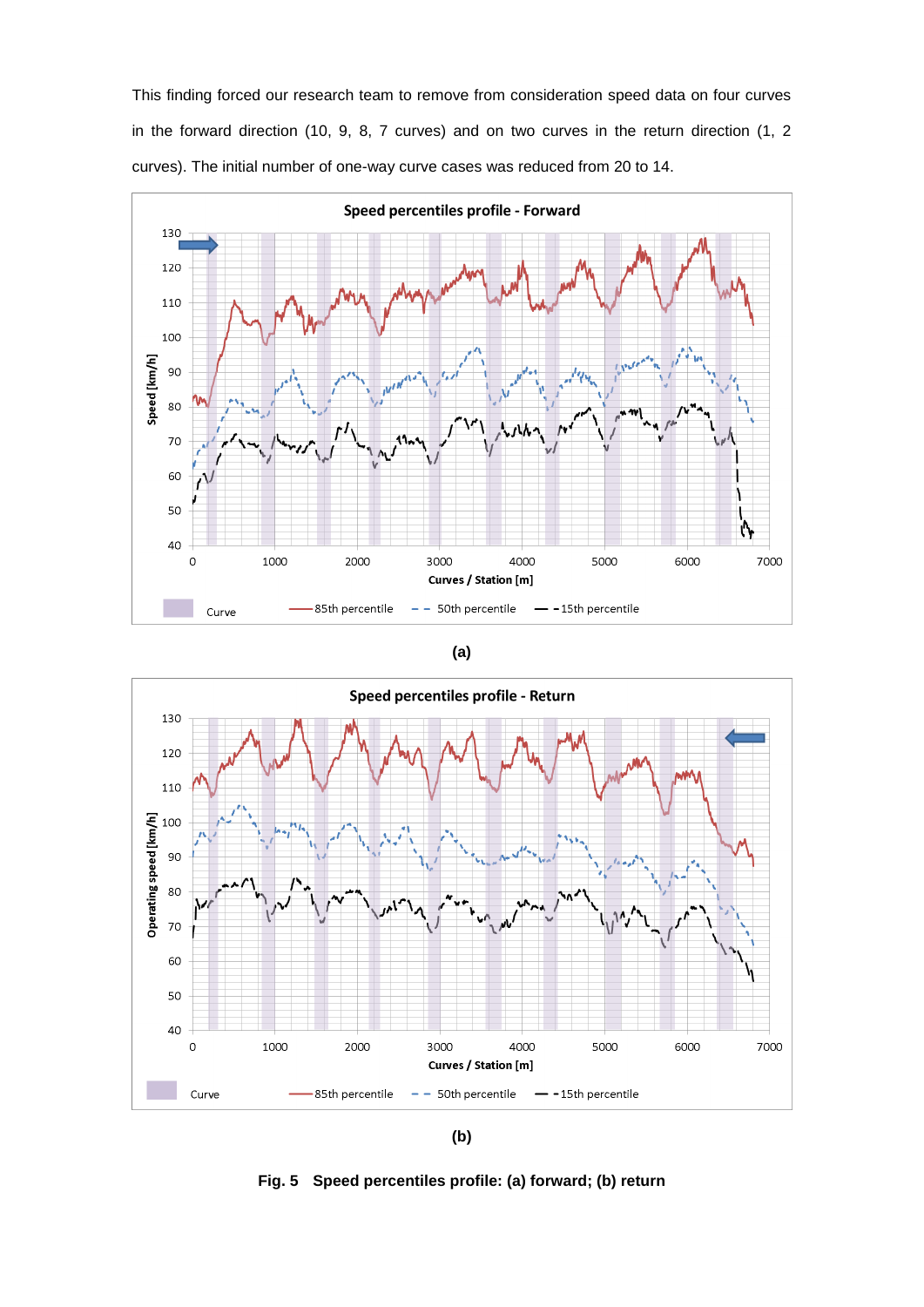This finding forced our research team to remove from consideration speed data on four curves in the forward direction (10, 9, 8, 7 curves) and on two curves in the return direction (1, 2 curves). The initial number of one-way curve cases was reduced from 20 to 14.

(a)

(b)

**Fig. 5 Speed percentiles profile: (a) forward; (b) return**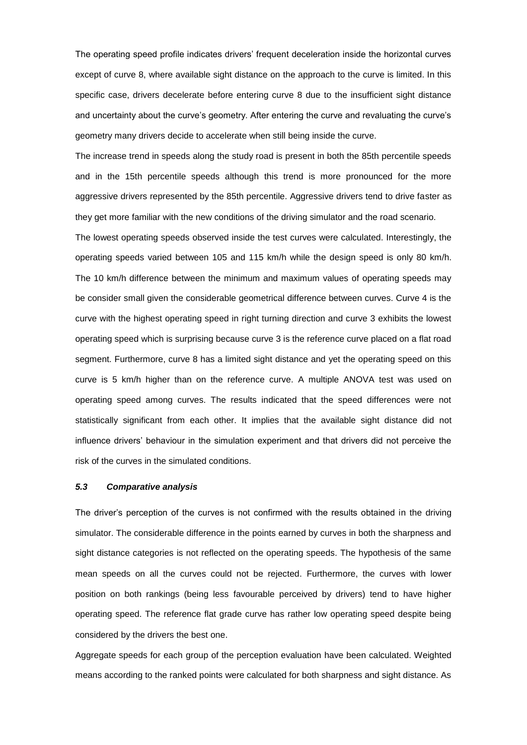The operating speed profile indicates drivers' frequent deceleration inside the horizontal curves except of curve 8, where available sight distance on the approach to the curve is limited. In this specific case, drivers decelerate before entering curve 8 due to the insufficient sight distance and uncertainty about the curve's geometry. After entering the curve and revaluating the curve's geometry many drivers decide to accelerate when still being inside the curve.

The increase trend in speeds along the study road is present in both the 85th percentile speeds and in the 15th percentile speeds although this trend is more pronounced for the more aggressive drivers represented by the 85th percentile. Aggressive drivers tend to drive faster as they get more familiar with the new conditions of the driving simulator and the road scenario.

The lowest operating speeds observed inside the test curves were calculated. Interestingly, the operating speeds varied between 105 and 115 km/h while the design speed is only 80 km/h. The 10 km/h difference between the minimum and maximum values of operating speeds may be consider small given the considerable geometrical difference between curves. Curve 4 is the curve with the highest operating speed in right turning direction and curve 3 exhibits the lowest operating speed which is surprising because curve 3 is the reference curve placed on a flat road segment. Furthermore, curve 8 has a limited sight distance and yet the operating speed on this curve is 5 km/h higher than on the reference curve. A multiple ANOVA test was used on operating speed among curves. The results indicated that the speed differences were not statistically significant from each other. It implies that the available sight distance did not influence drivers' behaviour in the simulation experiment and that drivers did not perceive the risk of the curves in the simulated conditions.

### *5.3 Comparative analysis*

The driver's perception of the curves is not confirmed with the results obtained in the driving simulator. The considerable difference in the points earned by curves in both the sharpness and sight distance categories is not reflected on the operating speeds. The hypothesis of the same mean speeds on all the curves could not be rejected. Furthermore, the curves with lower position on both rankings (being less favourable perceived by drivers) tend to have higher operating speed. The reference flat grade curve has rather low operating speed despite being considered by the drivers the best one.

Aggregate speeds for each group of the perception evaluation have been calculated. Weighted means according to the ranked points were calculated for both sharpness and sight distance. As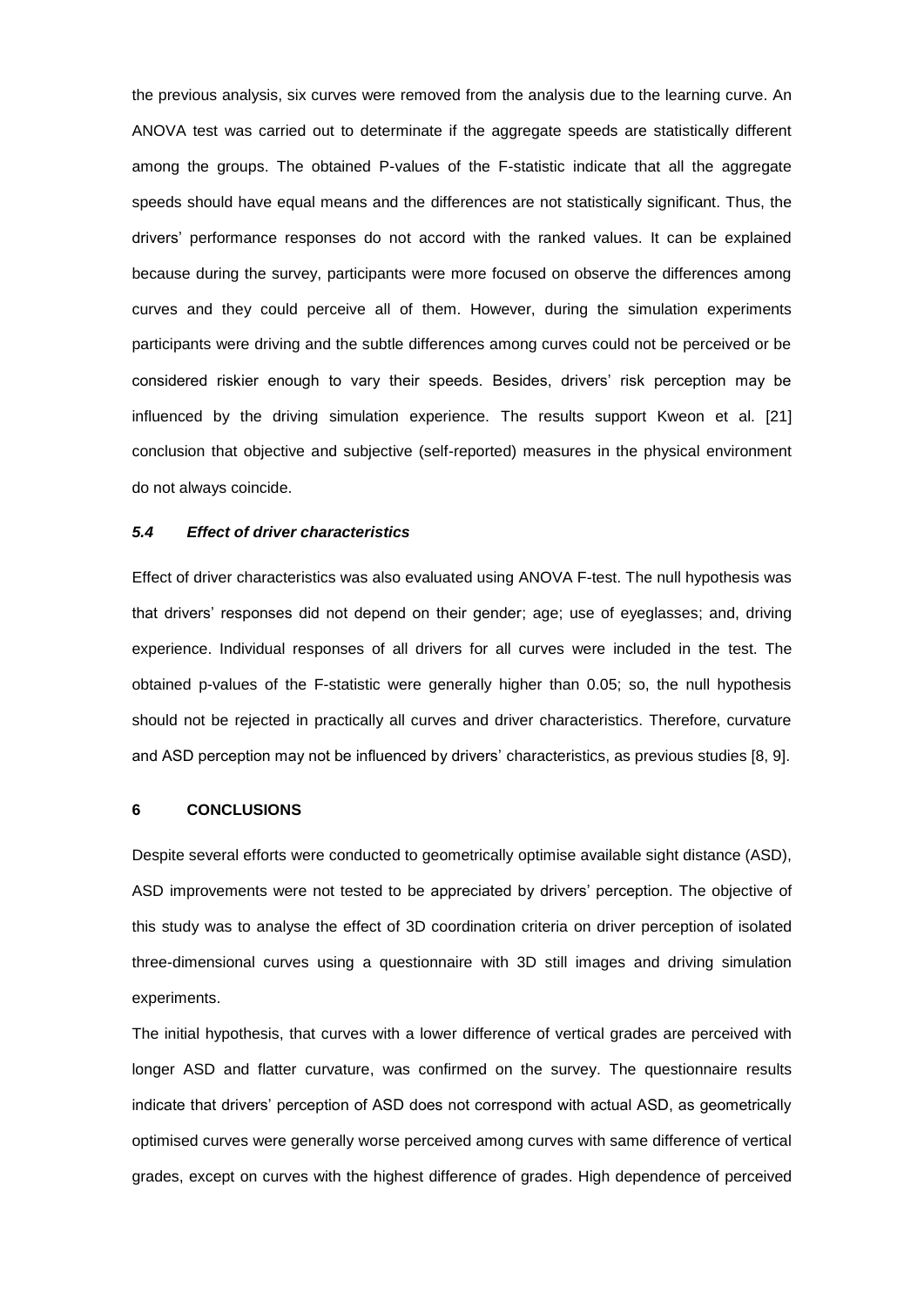the previous analysis, six curves were removed from the analysis due to the learning curve. An ANOVA test was carried out to determinate if the aggregate speeds are statistically different among the groups. The obtained P-values of the F-statistic indicate that all the aggregate speeds should have equal means and the differences are not statistically significant. Thus, the drivers' performance responses do not accord with the ranked values. It can be explained because during the survey, participants were more focused on observe the differences among curves and they could perceive all of them. However, during the simulation experiments participants were driving and the subtle differences among curves could not be perceived or be considered riskier enough to vary their speeds. Besides, drivers' risk perception may be influenced by the driving simulation experience. The results support Kweon et al. [21] conclusion that objective and subjective (self-reported) measures in the physical environment do not always coincide.

### *5.4 Effect of driver characteristics*

Effect of driver characteristics was also evaluated using ANOVA F-test. The null hypothesis was that drivers' responses did not depend on their gender; age; use of eyeglasses; and, driving experience. Individual responses of all drivers for all curves were included in the test. The obtained p-values of the F-statistic were generally higher than 0.05; so, the null hypothesis should not be rejected in practically all curves and driver characteristics. Therefore, curvature and ASD perception may not be influenced by drivers' characteristics, as previous studies [8, 9].

## 6 CONCLUSIONS

Despite several efforts were conducted to geometrically optimise available sight distance (ASD), ASD improvements were not tested to be appreciated by drivers' perception. The objective of this study was to analyse the effect of 3D coordination criteria on driver perception of isolated three-dimensional curves using a questionnaire with 3D still images and driving simulation experiments.

The initial hypothesis, that curves with a lower difference of vertical grades are perceived with longer ASD and flatter curvature, was confirmed on the survey. The questionnaire results indicate that drivers' perception of ASD does not correspond with actual ASD, as geometrically optimised curves were generally worse perceived among curves with same difference of vertical grades, except on curves with the highest difference of grades. High dependence of perceived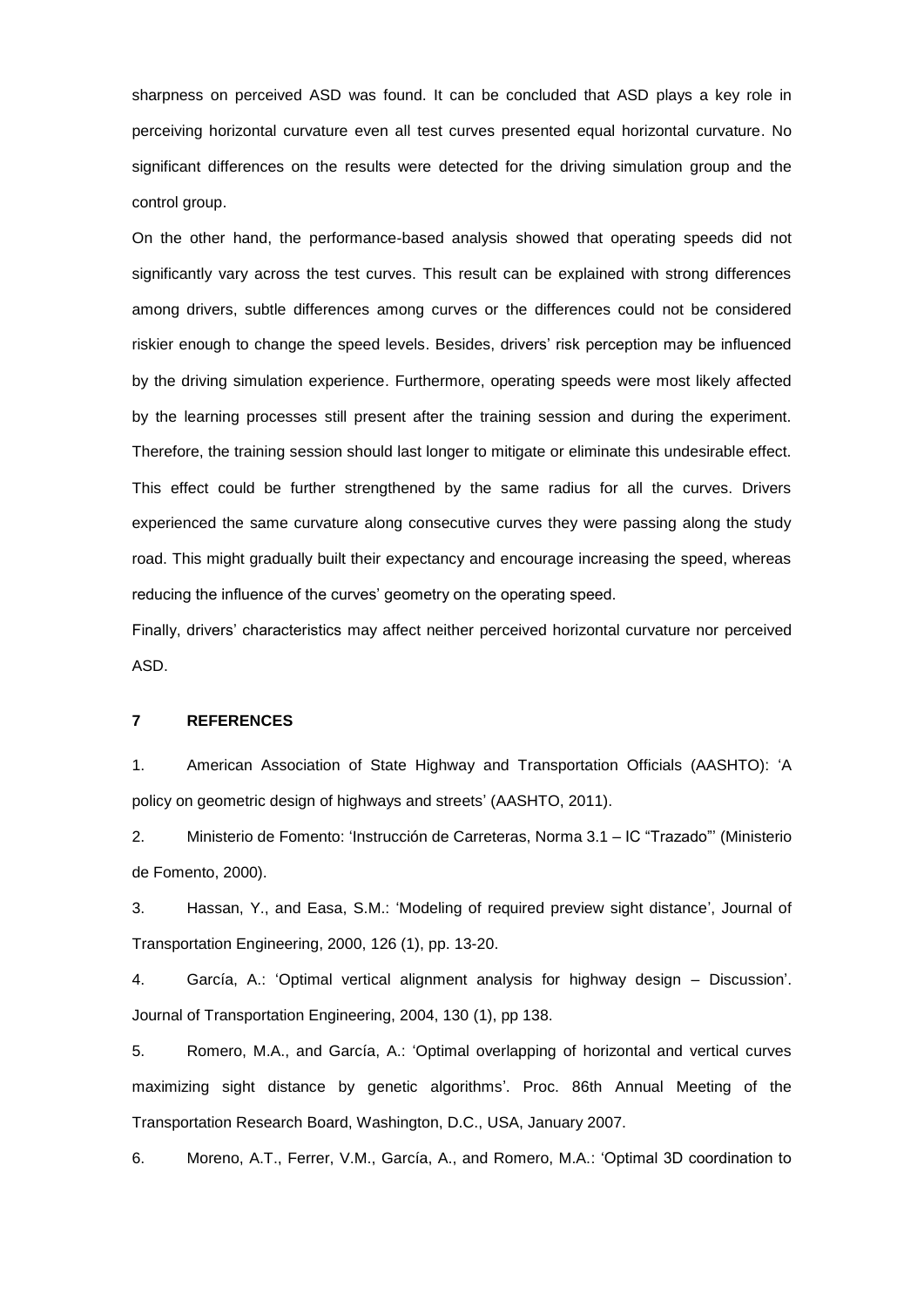sharpness on perceived ASD was found. It can be concluded that ASD plays a key role in perceiving horizontal curvature even all test curves presented equal horizontal curvature. No significant differences on the results were detected for the driving simulation group and the control group.

On the other hand, the performance-based analysis showed that operating speeds did not significantly vary across the test curves. This result can be explained with strong differences among drivers, subtle differences among curves or the differences could not be considered riskier enough to change the speed levels. Besides, drivers' risk perception may be influenced by the driving simulation experience. Furthermore, operating speeds were most likely affected by the learning processes still present after the training session and during the experiment. Therefore, the training session should last longer to mitigate or eliminate this undesirable effect. This effect could be further strengthened by the same radius for all the curves. Drivers experienced the same curvature along consecutive curves they were passing along the study road. This might gradually built their expectancy and encourage increasing the speed, whereas reducing the influence of the curves' geometry on the operating speed.

Finally, drivers' characteristics may affect neither perceived horizontal curvature nor perceived ASD.

## 7 REFERENCES

1. American Association of State Highway and Transportation Officials (AASHTO): 'A policy on geometric design of highways and streets' (AASHTO, 2011).

2. Ministerio de Fomento: 'Instrucción de Carreteras, Norma 3.1 – IC "Trazado"' (Ministerio de Fomento, 2000).

3. Hassan, Y., and Easa, S.M.: 'Modeling of required preview sight distance', Journal of Transportation Engineering, 2000, 126 (1), pp. 13-20.

4. García, A.: 'Optimal vertical alignment analysis for highway design – Discussion'. Journal of Transportation Engineering, 2004, 130 (1), pp 138.

5. Romero, M.A., and García, A.: 'Optimal overlapping of horizontal and vertical curves maximizing sight distance by genetic algorithms'. Proc. 86th Annual Meeting of the Transportation Research Board, Washington, D.C., USA, January 2007.

6. Moreno, A.T., Ferrer, V.M., García, A., and Romero, M.A.: 'Optimal 3D coordination to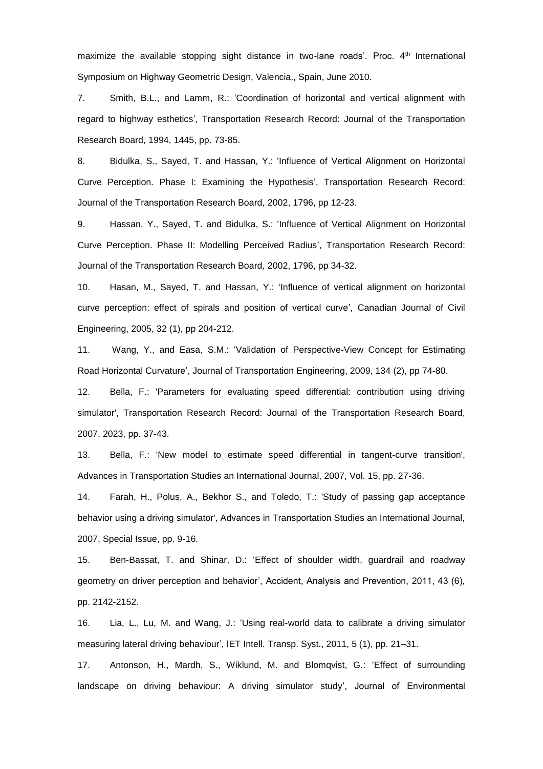maximize the available stopping sight distance in two-lane roads'. Proc. 4th International Symposium on Highway Geometric Design, Valencia., Spain, June 2010.

7. Smith, B.L., and Lamm, R.: 'Coordination of horizontal and vertical alignment with regard to highway esthetics', Transportation Research Record: Journal of the Transportation Research Board, 1994, 1445, pp. 73-85.

8. Bidulka, S., Sayed, T. and Hassan, Y.: 'Influence of Vertical Alignment on Horizontal Curve Perception. Phase I: Examining the Hypothesis', Transportation Research Record: Journal of the Transportation Research Board, 2002, 1796, pp 12-23.

9. Hassan, Y., Sayed, T. and Bidulka, S.: 'Influence of Vertical Alignment on Horizontal Curve Perception. Phase II: Modelling Perceived Radius', Transportation Research Record: Journal of the Transportation Research Board, 2002, 1796, pp 34-32.

10. Hasan, M., Sayed, T. and Hassan, Y.: 'Influence of vertical alignment on horizontal curve perception: effect of spirals and position of vertical curve', Canadian Journal of Civil Engineering, 2005, 32 (1), pp 204-212.

11. Wang, Y., and Easa, S.M.: 'Validation of Perspective-View Concept for Estimating Road Horizontal Curvature', Journal of Transportation Engineering, 2009, 134 (2), pp 74-80.

12. Bella, F.: 'Parameters for evaluating speed differential: contribution using driving simulator', Transportation Research Record: Journal of the Transportation Research Board, 2007, 2023, pp. 37-43.

13. Bella, F.: 'New model to estimate speed differential in tangent-curve transition', Advances in Transportation Studies an International Journal, 2007, Vol. 15, pp. 27-36.

14. Farah, H., Polus, A., Bekhor S., and Toledo, T.: 'Study of passing gap acceptance behavior using a driving simulator', Advances in Transportation Studies an International Journal, 2007, Special Issue, pp. 9-16.

15. Ben-Bassat, T. and Shinar, D.: 'Effect of shoulder width, guardrail and roadway geometry on driver perception and behavior', Accident, Analysis and Prevention, 2011, 43 (6), pp. 2142-2152.

16. Lia, L., Lu, M. and Wang, J.: 'Using real-world data to calibrate a driving simulator measuring lateral driving behaviour', IET Intell. Transp. Syst., 2011, 5 (1), pp. 21–31.

17. Antonson, H., Mardh, S., Wiklund, M. and Blomqvist, G.: 'Effect of surrounding landscape on driving behaviour: A driving simulator study', Journal of Environmental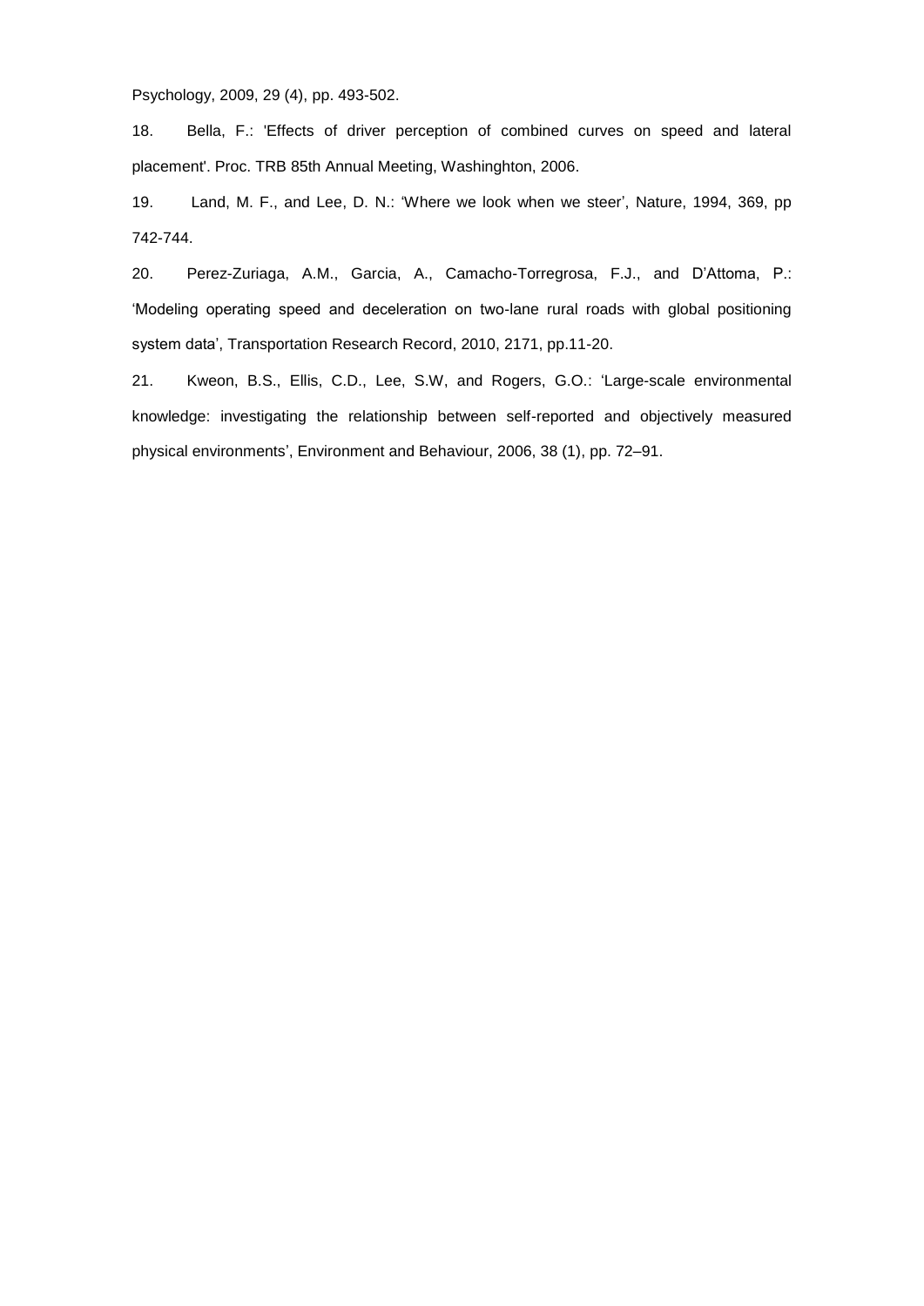Psychology, 2009, 29 (4), pp. 493-502.

18. Bella, F.: 'Effects of driver perception of combined curves on speed and lateral placement'. Proc. TRB 85th Annual Meeting, Washinghton, 2006.

19. Land, M. F., and Lee, D. N.: 'Where we look when we steer', Nature, 1994, 369, pp 742-744.

20. Perez-Zuriaga, A.M., Garcia, A., Camacho-Torregrosa, F.J., and D'Attoma, P.: 'Modeling operating speed and deceleration on two-lane rural roads with global positioning system data', Transportation Research Record, 2010, 2171, pp.11-20.

21. Kweon, B.S., Ellis, C.D., Lee, S.W, and Rogers, G.O.: 'Large-scale environmental knowledge: investigating the relationship between self-reported and objectively measured physical environments', Environment and Behaviour, 2006, 38 (1), pp. 72–91.